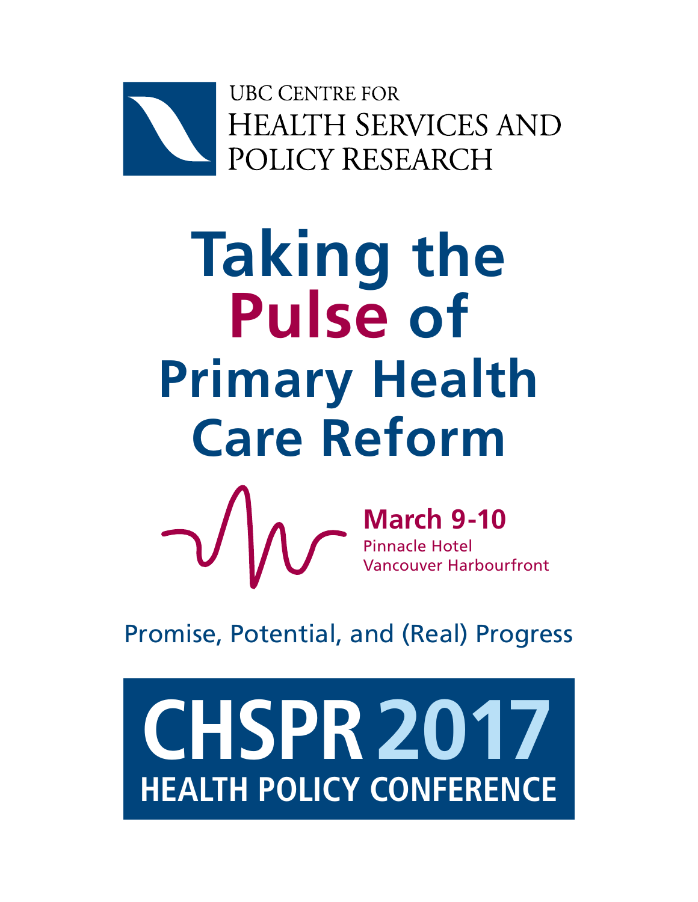UBC CENTRE FOR
HEALTH SERVICES AND
POLICY RESEARCH

# Taking the Pulse of Primary Health Care Reform

**March 9-10**
Pinnacle Hotel
Vancouver Harbourfront

Promise, Potential, and (Real) Progress

# CHSPR 2017
## HEALTH POLICY CONFERENCE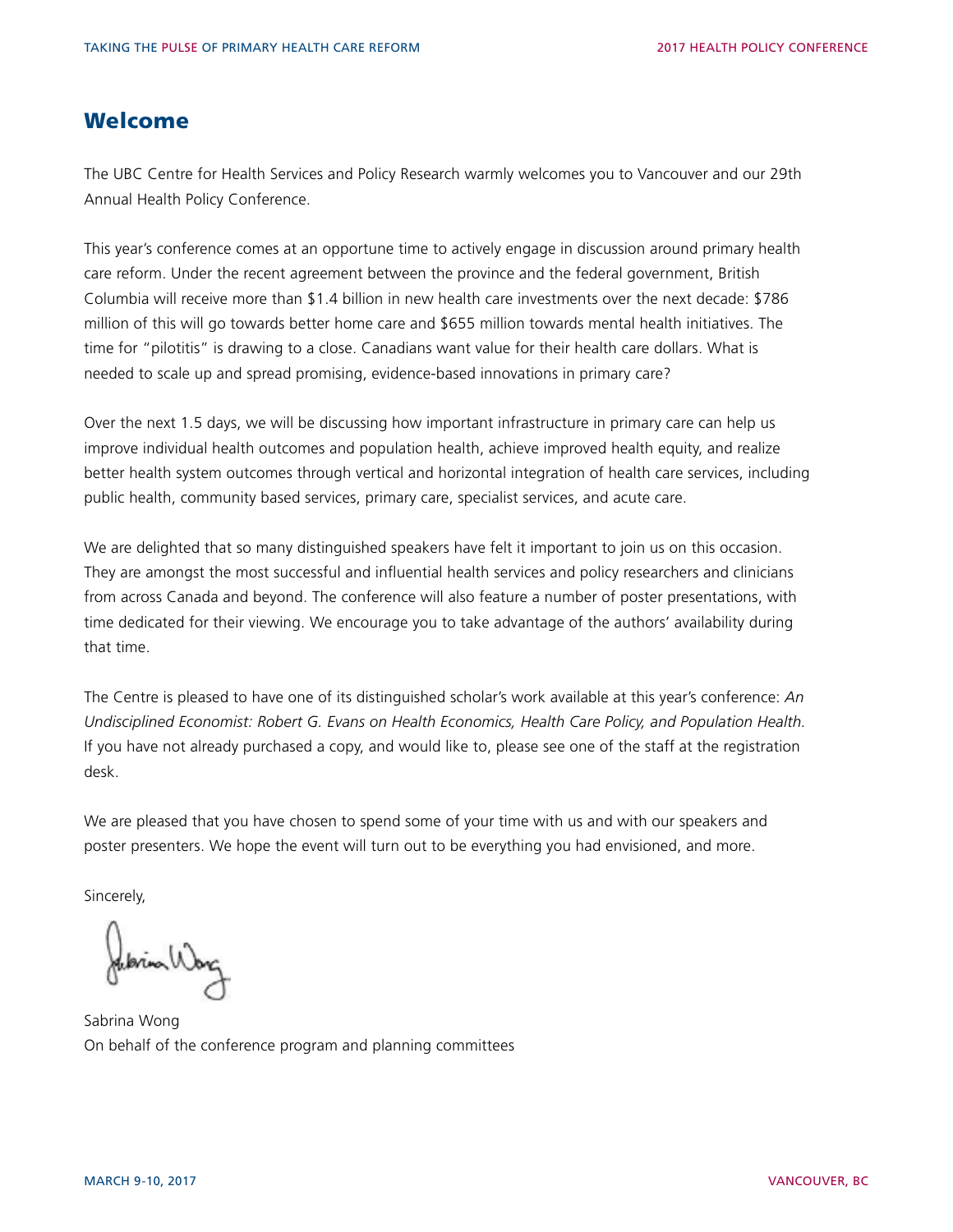## Welcome

The UBC Centre for Health Services and Policy Research warmly welcomes you to Vancouver and our 29th Annual Health Policy Conference.

This year's conference comes at an opportune time to actively engage in discussion around primary health care reform. Under the recent agreement between the province and the federal government, British Columbia will receive more than $1.4 billion in new health care investments over the next decade: $786 million of this will go towards better home care and $655 million towards mental health initiatives. The time for "pilotitis" is drawing to a close. Canadians want value for their health care dollars. What is needed to scale up and spread promising, evidence-based innovations in primary care?

Over the next 1.5 days, we will be discussing how important infrastructure in primary care can help us improve individual health outcomes and population health, achieve improved health equity, and realize better health system outcomes through vertical and horizontal integration of health care services, including public health, community based services, primary care, specialist services, and acute care.

We are delighted that so many distinguished speakers have felt it important to join us on this occasion. They are amongst the most successful and influential health services and policy researchers and clinicians from across Canada and beyond. The conference will also feature a number of poster presentations, with time dedicated for their viewing. We encourage you to take advantage of the authors' availability during that time.

The Centre is pleased to have one of its distinguished scholar's work available at this year's conference: *An Undisciplined Economist: Robert G. Evans on Health Economics, Health Care Policy, and Population Health.* If you have not already purchased a copy, and would like to, please see one of the staff at the registration desk.

We are pleased that you have chosen to spend some of your time with us and with our speakers and poster presenters. We hope the event will turn out to be everything you had envisioned, and more.

Sincerely,

Sabrina Wong
On behalf of the conference program and planning committees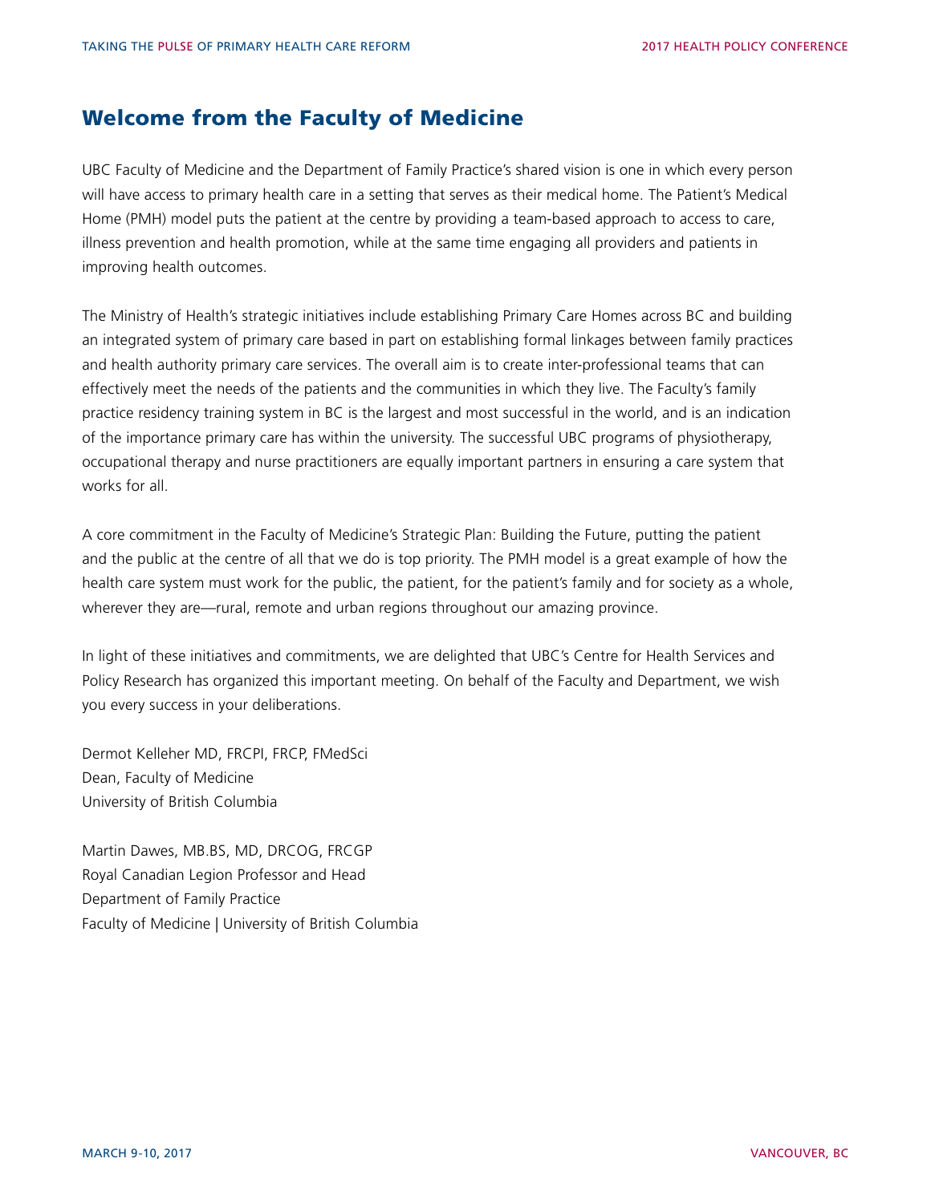## Welcome from the Faculty of Medicine

UBC Faculty of Medicine and the Department of Family Practice's shared vision is one in which every person will have access to primary health care in a setting that serves as their medical home. The Patient's Medical Home (PMH) model puts the patient at the centre by providing a team-based approach to access to care, illness prevention and health promotion, while at the same time engaging all providers and patients in improving health outcomes.

The Ministry of Health's strategic initiatives include establishing Primary Care Homes across BC and building an integrated system of primary care based in part on establishing formal linkages between family practices and health authority primary care services. The overall aim is to create inter-professional teams that can effectively meet the needs of the patients and the communities in which they live. The Faculty's family practice residency training system in BC is the largest and most successful in the world, and is an indication of the importance primary care has within the university. The successful UBC programs of physiotherapy, occupational therapy and nurse practitioners are equally important partners in ensuring a care system that works for all.

A core commitment in the Faculty of Medicine's Strategic Plan: Building the Future, putting the patient and the public at the centre of all that we do is top priority. The PMH model is a great example of how the health care system must work for the public, the patient, for the patient's family and for society as a whole, wherever they are—rural, remote and urban regions throughout our amazing province.

In light of these initiatives and commitments, we are delighted that UBC's Centre for Health Services and Policy Research has organized this important meeting. On behalf of the Faculty and Department, we wish you every success in your deliberations.

Dermot Kelleher MD, FRCPI, FRCP, FMedSci
Dean, Faculty of Medicine
University of British Columbia

Martin Dawes, MB.BS, MD, DRCOG, FRCGP
Royal Canadian Legion Professor and Head
Department of Family Practice
Faculty of Medicine | University of British Columbia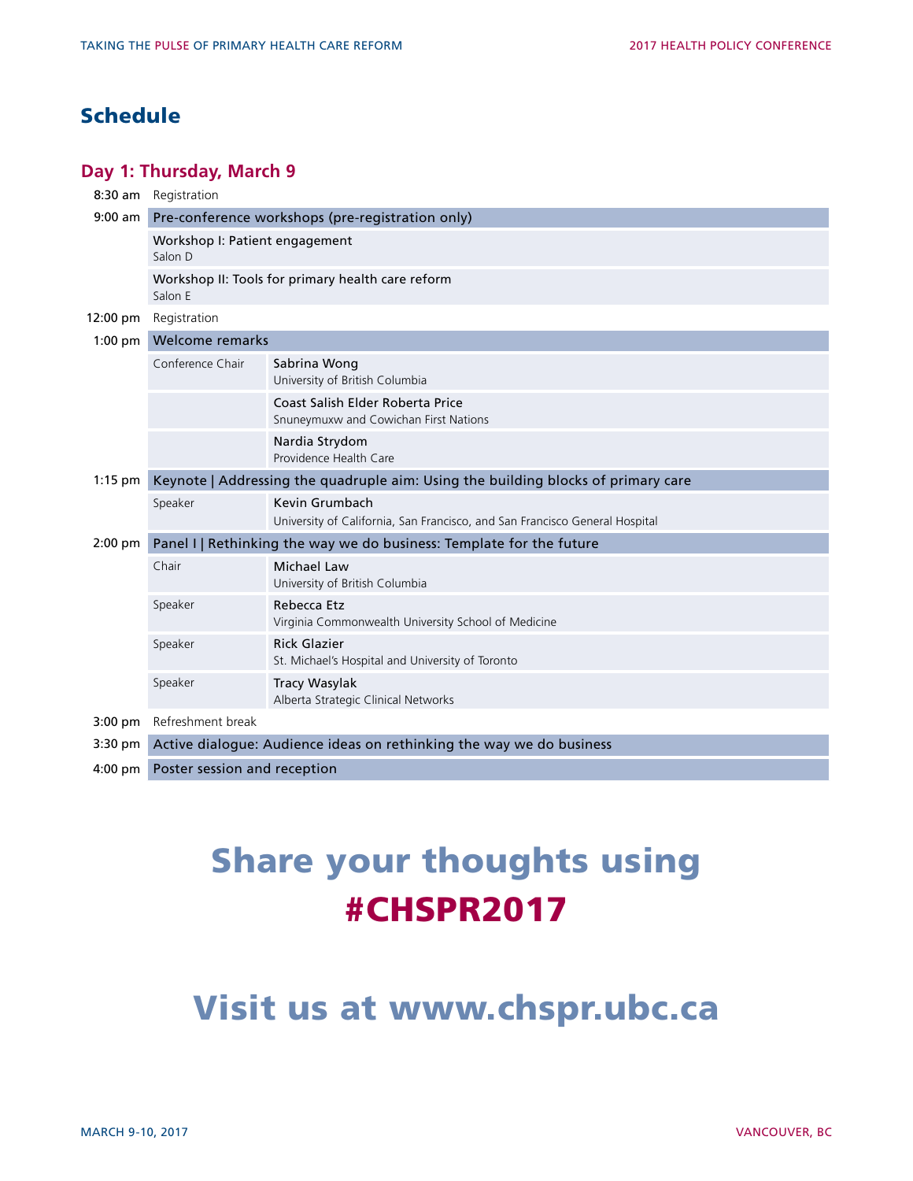## Schedule

### Day 1: Thursday, March 9

| Time | | |
|---|---|---|
| 8:30 am | Registration | |
| 9:00 am | **Pre-conference workshops (pre-registration only)** | |
| | Workshop I: Patient engagement<br>Salon D | |
| | Workshop II: Tools for primary health care reform<br>Salon E | |
| 12:00 pm | Registration | |
| 1:00 pm | **Welcome remarks** | |
| | Conference Chair | Sabrina Wong<br>University of British Columbia |
| | | Coast Salish Elder Roberta Price<br>Snuneymuxw and Cowichan First Nations |
| | | Nardia Strydom<br>Providence Health Care |
| 1:15 pm | **Keynote \| Addressing the quadruple aim: Using the building blocks of primary care** | |
| | Speaker | Kevin Grumbach<br>University of California, San Francisco, and San Francisco General Hospital |
| 2:00 pm | **Panel I \| Rethinking the way we do business: Template for the future** | |
| | Chair | Michael Law<br>University of British Columbia |
| | Speaker | Rebecca Etz<br>Virginia Commonwealth University School of Medicine |
| | Speaker | Rick Glazier<br>St. Michael's Hospital and University of Toronto |
| | Speaker | Tracy Wasylak<br>Alberta Strategic Clinical Networks |
| 3:00 pm | Refreshment break | |
| 3:30 pm | **Active dialogue: Audience ideas on rethinking the way we do business** | |
| 4:00 pm | **Poster session and reception** | |

# Share your thoughts using #CHSPR2017

# Visit us at www.chspr.ubc.ca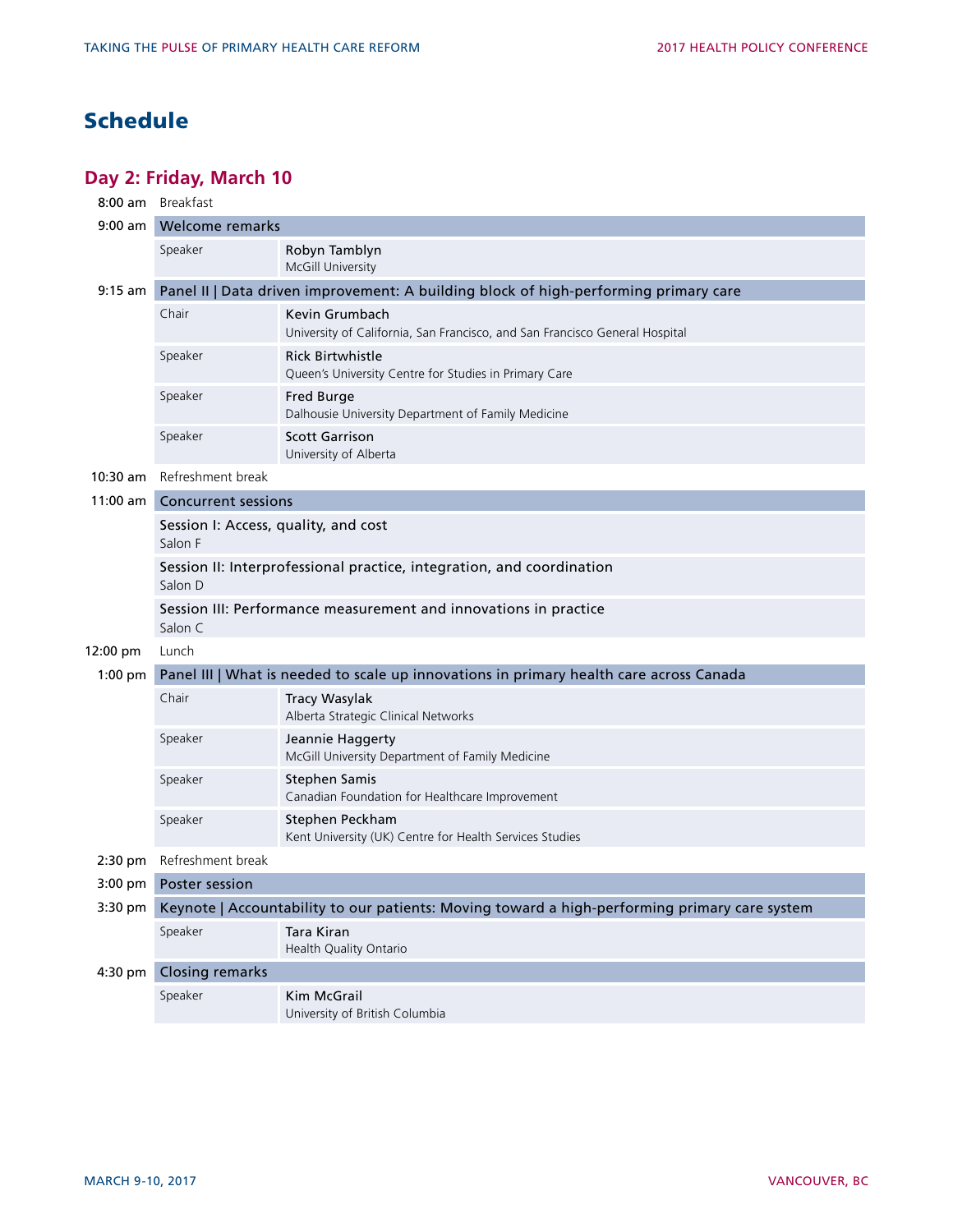# Schedule

## Day 2: Friday, March 10

| Time | Session | |
|---|---|---|
| 8:00 am | Breakfast | |
| 9:00 am | Welcome remarks | |
| | Speaker | Robyn Tamblyn<br>McGill University |
| 9:15 am | Panel II \| Data driven improvement: A building block of high-performing primary care | |
| | Chair | Kevin Grumbach<br>University of California, San Francisco, and San Francisco General Hospital |
| | Speaker | Rick Birtwhistle<br>Queen's University Centre for Studies in Primary Care |
| | Speaker | Fred Burge<br>Dalhousie University Department of Family Medicine |
| | Speaker | Scott Garrison<br>University of Alberta |
| 10:30 am | Refreshment break | |
| 11:00 am | Concurrent sessions | |
| | Session I: Access, quality, and cost<br>Salon F | |
| | Session II: Interprofessional practice, integration, and coordination<br>Salon D | |
| | Session III: Performance measurement and innovations in practice<br>Salon C | |
| 12:00 pm | Lunch | |
| 1:00 pm | Panel III \| What is needed to scale up innovations in primary health care across Canada | |
| | Chair | Tracy Wasylak<br>Alberta Strategic Clinical Networks |
| | Speaker | Jeannie Haggerty<br>McGill University Department of Family Medicine |
| | Speaker | Stephen Samis<br>Canadian Foundation for Healthcare Improvement |
| | Speaker | Stephen Peckham<br>Kent University (UK) Centre for Health Services Studies |
| 2:30 pm | Refreshment break | |
| 3:00 pm | Poster session | |
| 3:30 pm | Keynote \| Accountability to our patients: Moving toward a high-performing primary care system | |
| | Speaker | Tara Kiran<br>Health Quality Ontario |
| 4:30 pm | Closing remarks | |
| | Speaker | Kim McGrail<br>University of British Columbia |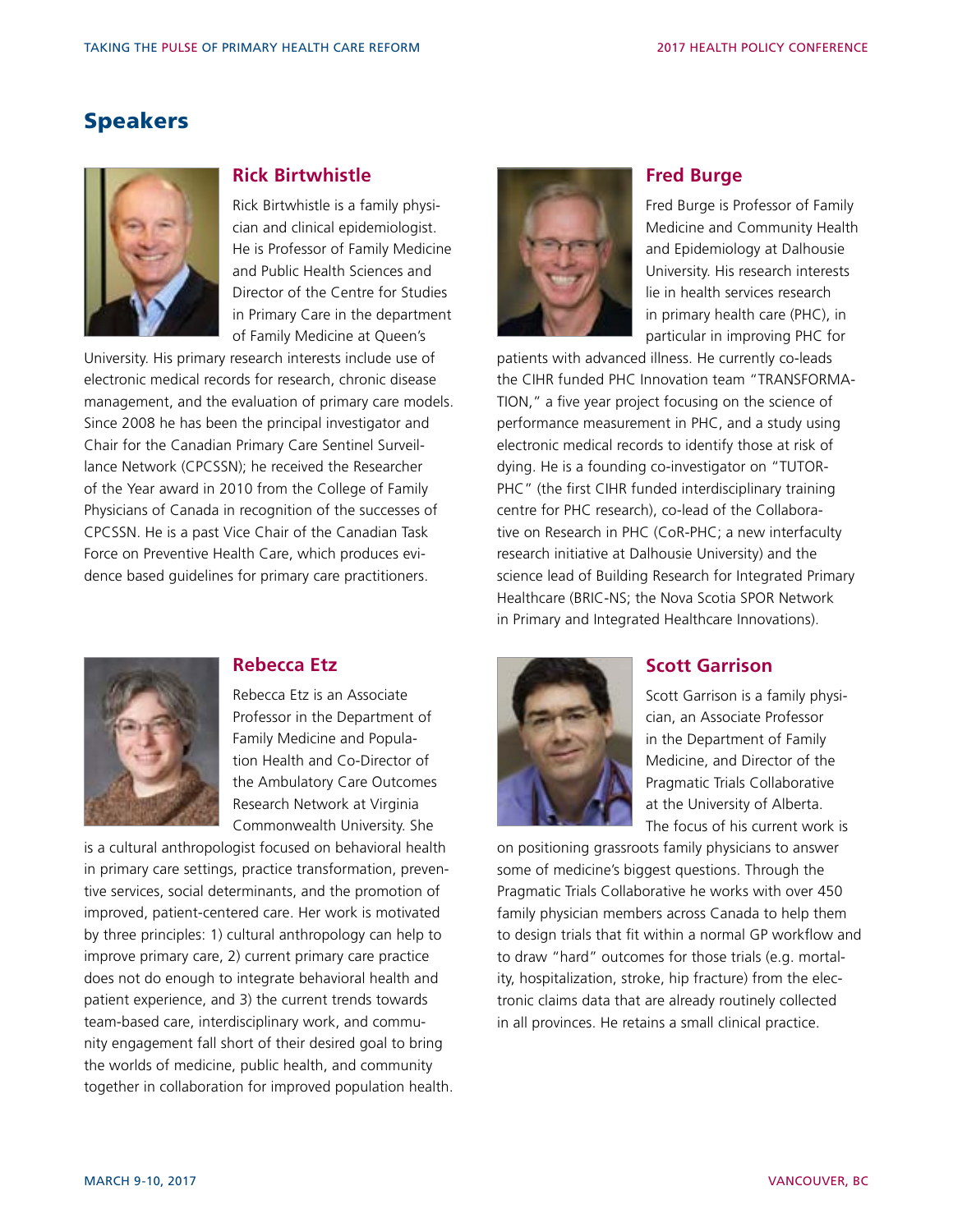# Speakers

## Rick Birtwhistle

Rick Birtwhistle is a family physician and clinical epidemiologist. He is Professor of Family Medicine and Public Health Sciences and Director of the Centre for Studies in Primary Care in the department of Family Medicine at Queen's University. His primary research interests include use of electronic medical records for research, chronic disease management, and the evaluation of primary care models. Since 2008 he has been the principal investigator and Chair for the Canadian Primary Care Sentinel Surveillance Network (CPCSSN); he received the Researcher of the Year award in 2010 from the College of Family Physicians of Canada in recognition of the successes of CPCSSN. He is a past Vice Chair of the Canadian Task Force on Preventive Health Care, which produces evidence based guidelines for primary care practitioners.

## Fred Burge

Fred Burge is Professor of Family Medicine and Community Health and Epidemiology at Dalhousie University. His research interests lie in health services research in primary health care (PHC), in particular in improving PHC for patients with advanced illness. He currently co-leads the CIHR funded PHC Innovation team "TRANSFORMATION," a five year project focusing on the science of performance measurement in PHC, and a study using electronic medical records to identify those at risk of dying. He is a founding co-investigator on "TUTOR-PHC" (the first CIHR funded interdisciplinary training centre for PHC research), co-lead of the Collaborative on Research in PHC (CoR-PHC; a new interfaculty research initiative at Dalhousie University) and the science lead of Building Research for Integrated Primary Healthcare (BRIC-NS; the Nova Scotia SPOR Network in Primary and Integrated Healthcare Innovations).

## Rebecca Etz

Rebecca Etz is an Associate Professor in the Department of Family Medicine and Population Health and Co-Director of the Ambulatory Care Outcomes Research Network at Virginia Commonwealth University. She is a cultural anthropologist focused on behavioral health in primary care settings, practice transformation, preventive services, social determinants, and the promotion of improved, patient-centered care. Her work is motivated by three principles: 1) cultural anthropology can help to improve primary care, 2) current primary care practice does not do enough to integrate behavioral health and patient experience, and 3) the current trends towards team-based care, interdisciplinary work, and community engagement fall short of their desired goal to bring the worlds of medicine, public health, and community together in collaboration for improved population health.

## Scott Garrison

Scott Garrison is a family physician, an Associate Professor in the Department of Family Medicine, and Director of the Pragmatic Trials Collaborative at the University of Alberta. The focus of his current work is on positioning grassroots family physicians to answer some of medicine's biggest questions. Through the Pragmatic Trials Collaborative he works with over 450 family physician members across Canada to help them to design trials that fit within a normal GP workflow and to draw "hard" outcomes for those trials (e.g. mortality, hospitalization, stroke, hip fracture) from the electronic claims data that are already routinely collected in all provinces. He retains a small clinical practice.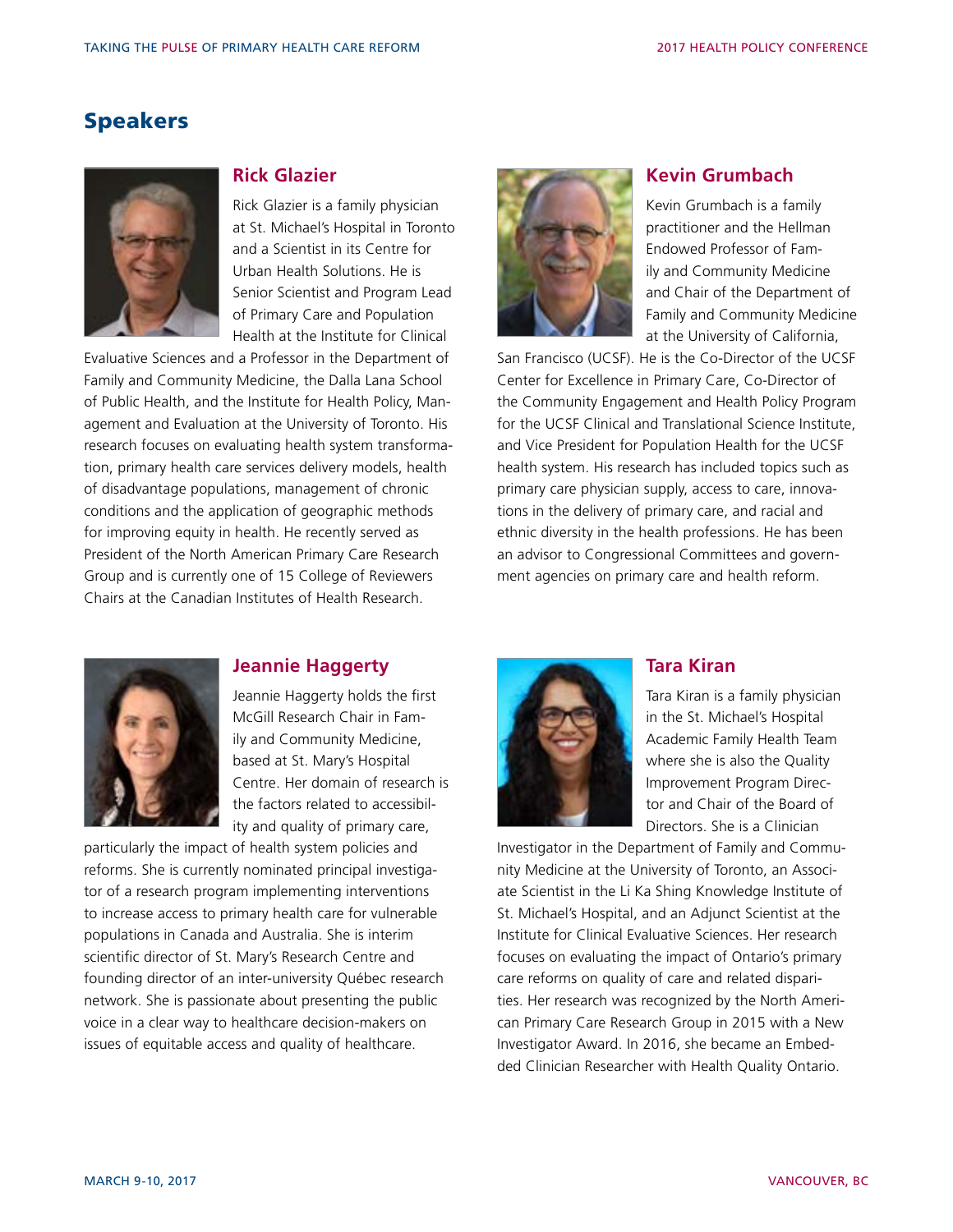## Speakers

### Rick Glazier

Rick Glazier is a family physician at St. Michael's Hospital in Toronto and a Scientist in its Centre for Urban Health Solutions. He is Senior Scientist and Program Lead of Primary Care and Population Health at the Institute for Clinical Evaluative Sciences and a Professor in the Department of Family and Community Medicine, the Dalla Lana School of Public Health, and the Institute for Health Policy, Management and Evaluation at the University of Toronto. His research focuses on evaluating health system transformation, primary health care services delivery models, health of disadvantage populations, management of chronic conditions and the application of geographic methods for improving equity in health. He recently served as President of the North American Primary Care Research Group and is currently one of 15 College of Reviewers Chairs at the Canadian Institutes of Health Research.

### Kevin Grumbach

Kevin Grumbach is a family practitioner and the Hellman Endowed Professor of Family and Community Medicine and Chair of the Department of Family and Community Medicine at the University of California, San Francisco (UCSF). He is the Co-Director of the UCSF Center for Excellence in Primary Care, Co-Director of the Community Engagement and Health Policy Program for the UCSF Clinical and Translational Science Institute, and Vice President for Population Health for the UCSF health system. His research has included topics such as primary care physician supply, access to care, innovations in the delivery of primary care, and racial and ethnic diversity in the health professions. He has been an advisor to Congressional Committees and government agencies on primary care and health reform.

### Jeannie Haggerty

Jeannie Haggerty holds the first McGill Research Chair in Family and Community Medicine, based at St. Mary's Hospital Centre. Her domain of research is the factors related to accessibility and quality of primary care, particularly the impact of health system policies and reforms. She is currently nominated principal investigator of a research program implementing interventions to increase access to primary health care for vulnerable populations in Canada and Australia. She is interim scientific director of St. Mary's Research Centre and founding director of an inter-university Québec research network. She is passionate about presenting the public voice in a clear way to healthcare decision-makers on issues of equitable access and quality of healthcare.

### Tara Kiran

Tara Kiran is a family physician in the St. Michael's Hospital Academic Family Health Team where she is also the Quality Improvement Program Director and Chair of the Board of Directors. She is a Clinician Investigator in the Department of Family and Community Medicine at the University of Toronto, an Associate Scientist in the Li Ka Shing Knowledge Institute of St. Michael's Hospital, and an Adjunct Scientist at the Institute for Clinical Evaluative Sciences. Her research focuses on evaluating the impact of Ontario's primary care reforms on quality of care and related disparities. Her research was recognized by the North American Primary Care Research Group in 2015 with a New Investigator Award. In 2016, she became an Embedded Clinician Researcher with Health Quality Ontario.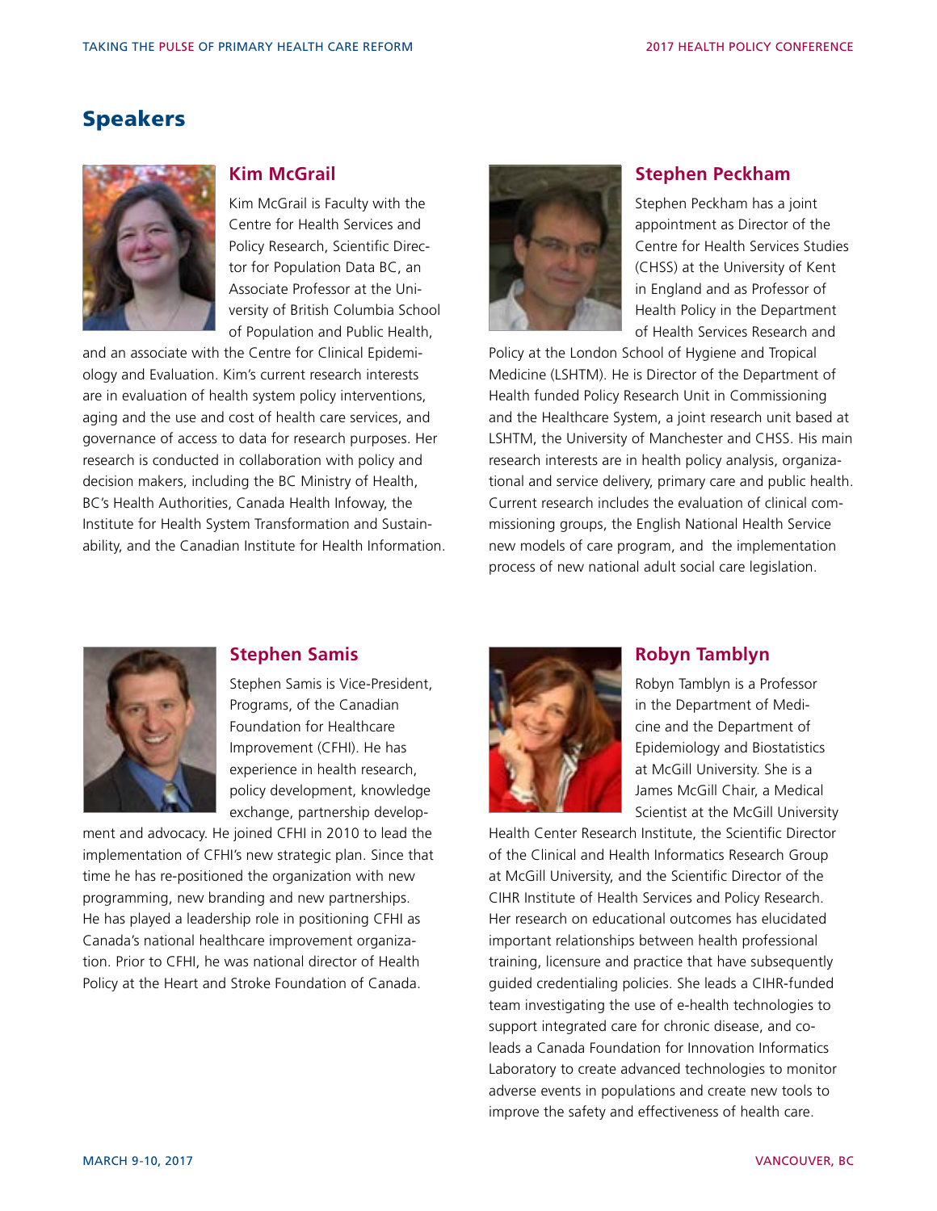## Speakers

### Kim McGrail

Kim McGrail is Faculty with the Centre for Health Services and Policy Research, Scientific Director for Population Data BC, an Associate Professor at the University of British Columbia School of Population and Public Health, and an associate with the Centre for Clinical Epidemiology and Evaluation. Kim's current research interests are in evaluation of health system policy interventions, aging and the use and cost of health care services, and governance of access to data for research purposes. Her research is conducted in collaboration with policy and decision makers, including the BC Ministry of Health, BC's Health Authorities, Canada Health Infoway, the Institute for Health System Transformation and Sustainability, and the Canadian Institute for Health Information.

### Stephen Peckham

Stephen Peckham has a joint appointment as Director of the Centre for Health Services Studies (CHSS) at the University of Kent in England and as Professor of Health Policy in the Department of Health Services Research and Policy at the London School of Hygiene and Tropical Medicine (LSHTM). He is Director of the Department of Health funded Policy Research Unit in Commissioning and the Healthcare System, a joint research unit based at LSHTM, the University of Manchester and CHSS. His main research interests are in health policy analysis, organizational and service delivery, primary care and public health. Current research includes the evaluation of clinical commissioning groups, the English National Health Service new models of care program, and the implementation process of new national adult social care legislation.

### Stephen Samis

Stephen Samis is Vice-President, Programs, of the Canadian Foundation for Healthcare Improvement (CFHI). He has experience in health research, policy development, knowledge exchange, partnership development and advocacy. He joined CFHI in 2010 to lead the implementation of CFHI's new strategic plan. Since that time he has re-positioned the organization with new programming, new branding and new partnerships. He has played a leadership role in positioning CFHI as Canada's national healthcare improvement organization. Prior to CFHI, he was national director of Health Policy at the Heart and Stroke Foundation of Canada.

### Robyn Tamblyn

Robyn Tamblyn is a Professor in the Department of Medicine and the Department of Epidemiology and Biostatistics at McGill University. She is a James McGill Chair, a Medical Scientist at the McGill University Health Center Research Institute, the Scientific Director of the Clinical and Health Informatics Research Group at McGill University, and the Scientific Director of the CIHR Institute of Health Services and Policy Research. Her research on educational outcomes has elucidated important relationships between health professional training, licensure and practice that have subsequently guided credentialing policies. She leads a CIHR-funded team investigating the use of e-health technologies to support integrated care for chronic disease, and co-leads a Canada Foundation for Innovation Informatics Laboratory to create advanced technologies to monitor adverse events in populations and create new tools to improve the safety and effectiveness of health care.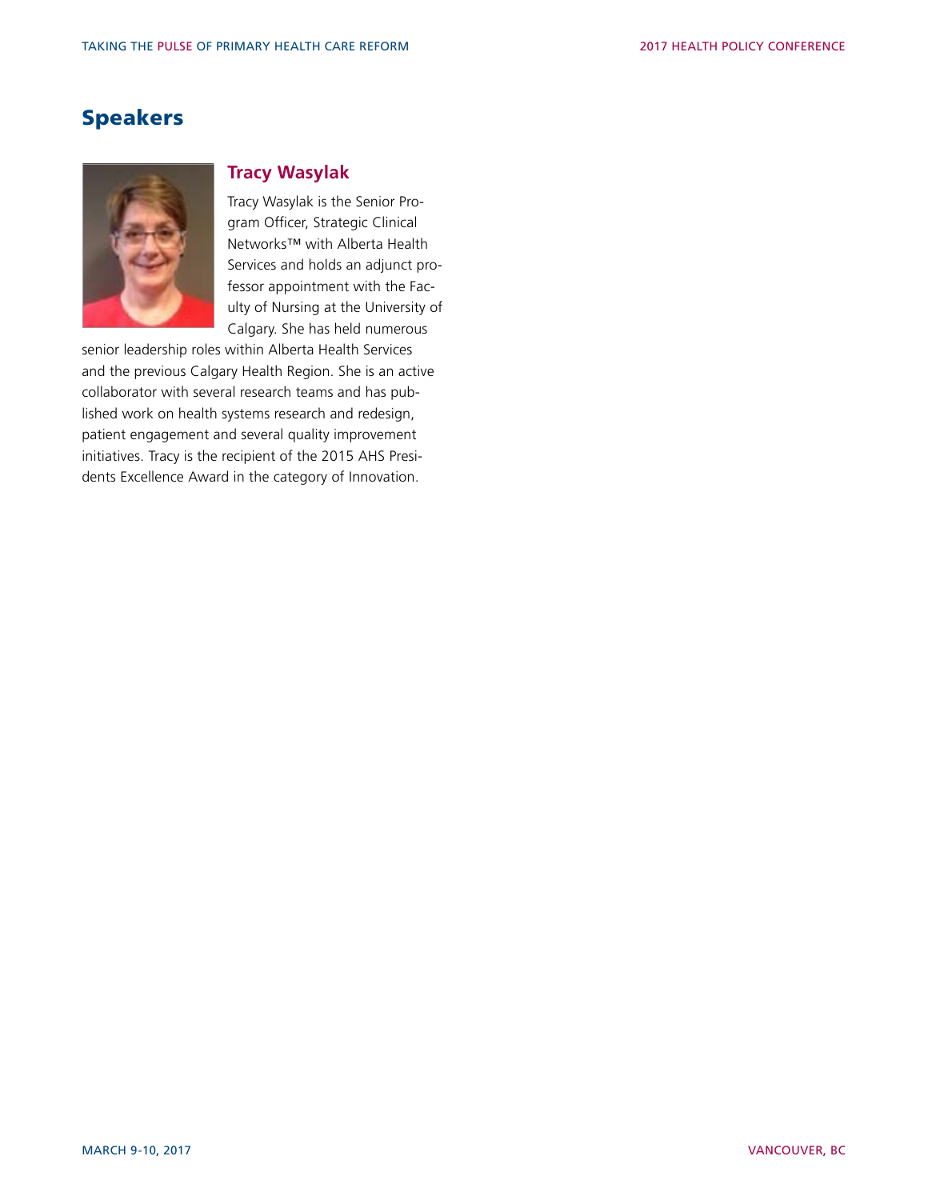## Speakers

### Tracy Wasylak

Tracy Wasylak is the Senior Program Officer, Strategic Clinical Networks™ with Alberta Health Services and holds an adjunct professor appointment with the Faculty of Nursing at the University of Calgary. She has held numerous senior leadership roles within Alberta Health Services and the previous Calgary Health Region. She is an active collaborator with several research teams and has published work on health systems research and redesign, patient engagement and several quality improvement initiatives. Tracy is the recipient of the 2015 AHS Presidents Excellence Award in the category of Innovation.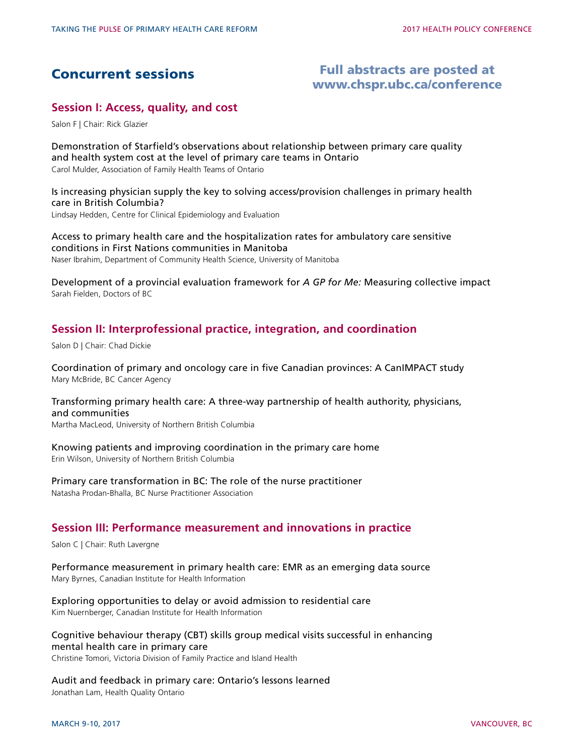# Concurrent sessions

**Full abstracts are posted at www.chspr.ubc.ca/conference**

## Session I: Access, quality, and cost

Salon F | Chair: Rick Glazier

Demonstration of Starfield's observations about relationship between primary care quality and health system cost at the level of primary care teams in Ontario
Carol Mulder, Association of Family Health Teams of Ontario

Is increasing physician supply the key to solving access/provision challenges in primary health care in British Columbia?
Lindsay Hedden, Centre for Clinical Epidemiology and Evaluation

Access to primary health care and the hospitalization rates for ambulatory care sensitive conditions in First Nations communities in Manitoba
Naser Ibrahim, Department of Community Health Science, University of Manitoba

Development of a provincial evaluation framework for *A GP for Me:* Measuring collective impact
Sarah Fielden, Doctors of BC

## Session II: Interprofessional practice, integration, and coordination

Salon D | Chair: Chad Dickie

Coordination of primary and oncology care in five Canadian provinces: A CanIMPACT study
Mary McBride, BC Cancer Agency

Transforming primary health care: A three-way partnership of health authority, physicians, and communities
Martha MacLeod, University of Northern British Columbia

Knowing patients and improving coordination in the primary care home
Erin Wilson, University of Northern British Columbia

Primary care transformation in BC: The role of the nurse practitioner
Natasha Prodan-Bhalla, BC Nurse Practitioner Association

## Session III: Performance measurement and innovations in practice

Salon C | Chair: Ruth Lavergne

Performance measurement in primary health care: EMR as an emerging data source
Mary Byrnes, Canadian Institute for Health Information

Exploring opportunities to delay or avoid admission to residential care
Kim Nuernberger, Canadian Institute for Health Information

Cognitive behaviour therapy (CBT) skills group medical visits successful in enhancing mental health care in primary care
Christine Tomori, Victoria Division of Family Practice and Island Health

Audit and feedback in primary care: Ontario's lessons learned
Jonathan Lam, Health Quality Ontario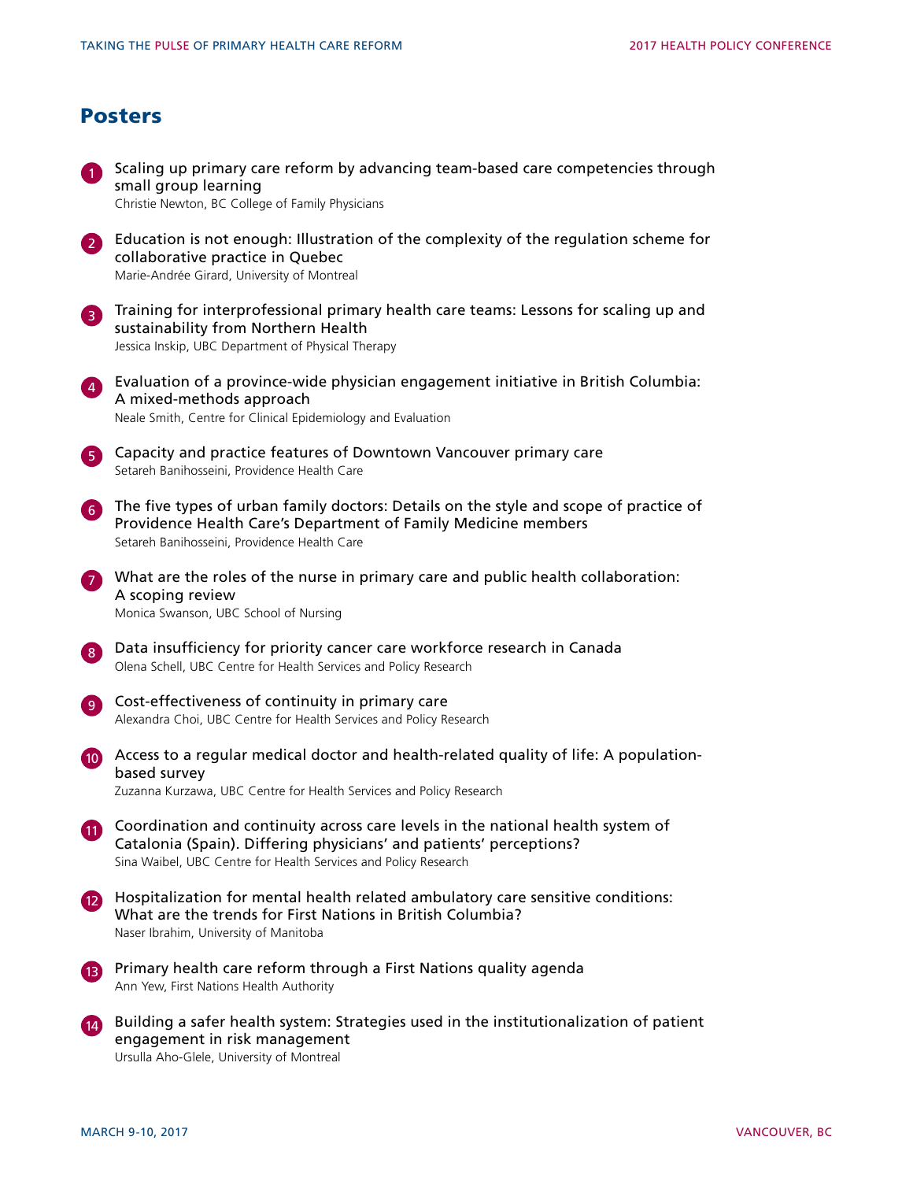## Posters

1. Scaling up primary care reform by advancing team-based care competencies through small group learning
   Christie Newton, BC College of Family Physicians

2. Education is not enough: Illustration of the complexity of the regulation scheme for collaborative practice in Quebec
   Marie-Andrée Girard, University of Montreal

3. Training for interprofessional primary health care teams: Lessons for scaling up and sustainability from Northern Health
   Jessica Inskip, UBC Department of Physical Therapy

4. Evaluation of a province-wide physician engagement initiative in British Columbia: A mixed-methods approach
   Neale Smith, Centre for Clinical Epidemiology and Evaluation

5. Capacity and practice features of Downtown Vancouver primary care
   Setareh Banihosseini, Providence Health Care

6. The five types of urban family doctors: Details on the style and scope of practice of Providence Health Care's Department of Family Medicine members
   Setareh Banihosseini, Providence Health Care

7. What are the roles of the nurse in primary care and public health collaboration: A scoping review
   Monica Swanson, UBC School of Nursing

8. Data insufficiency for priority cancer care workforce research in Canada
   Olena Schell, UBC Centre for Health Services and Policy Research

9. Cost-effectiveness of continuity in primary care
   Alexandra Choi, UBC Centre for Health Services and Policy Research

10. Access to a regular medical doctor and health-related quality of life: A population-based survey
    Zuzanna Kurzawa, UBC Centre for Health Services and Policy Research

11. Coordination and continuity across care levels in the national health system of Catalonia (Spain). Differing physicians' and patients' perceptions?
    Sina Waibel, UBC Centre for Health Services and Policy Research

12. Hospitalization for mental health related ambulatory care sensitive conditions: What are the trends for First Nations in British Columbia?
    Naser Ibrahim, University of Manitoba

13. Primary health care reform through a First Nations quality agenda
    Ann Yew, First Nations Health Authority

14. Building a safer health system: Strategies used in the institutionalization of patient engagement in risk management
    Ursulla Aho-Glele, University of Montreal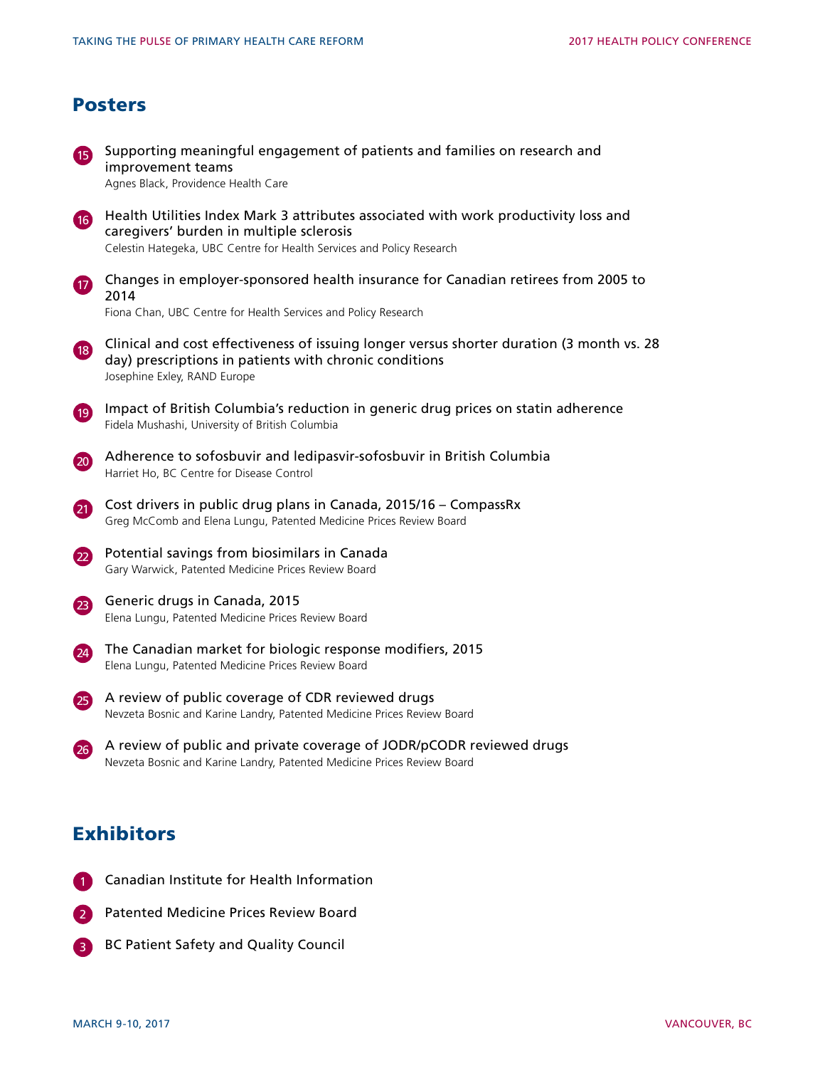## Posters

15. Supporting meaningful engagement of patients and families on research and improvement teams
    Agnes Black, Providence Health Care

16. Health Utilities Index Mark 3 attributes associated with work productivity loss and caregivers' burden in multiple sclerosis
    Celestin Hategeka, UBC Centre for Health Services and Policy Research

17. Changes in employer-sponsored health insurance for Canadian retirees from 2005 to 2014
    Fiona Chan, UBC Centre for Health Services and Policy Research

18. Clinical and cost effectiveness of issuing longer versus shorter duration (3 month vs. 28 day) prescriptions in patients with chronic conditions
    Josephine Exley, RAND Europe

19. Impact of British Columbia's reduction in generic drug prices on statin adherence
    Fidela Mushashi, University of British Columbia

20. Adherence to sofosbuvir and ledipasvir-sofosbuvir in British Columbia
    Harriet Ho, BC Centre for Disease Control

21. Cost drivers in public drug plans in Canada, 2015/16 – CompassRx
    Greg McComb and Elena Lungu, Patented Medicine Prices Review Board

22. Potential savings from biosimilars in Canada
    Gary Warwick, Patented Medicine Prices Review Board

23. Generic drugs in Canada, 2015
    Elena Lungu, Patented Medicine Prices Review Board

24. The Canadian market for biologic response modifiers, 2015
    Elena Lungu, Patented Medicine Prices Review Board

25. A review of public coverage of CDR reviewed drugs
    Nevzeta Bosnic and Karine Landry, Patented Medicine Prices Review Board

26. A review of public and private coverage of JODR/pCODR reviewed drugs
    Nevzeta Bosnic and Karine Landry, Patented Medicine Prices Review Board

## Exhibitors

1. Canadian Institute for Health Information
2. Patented Medicine Prices Review Board
3. BC Patient Safety and Quality Council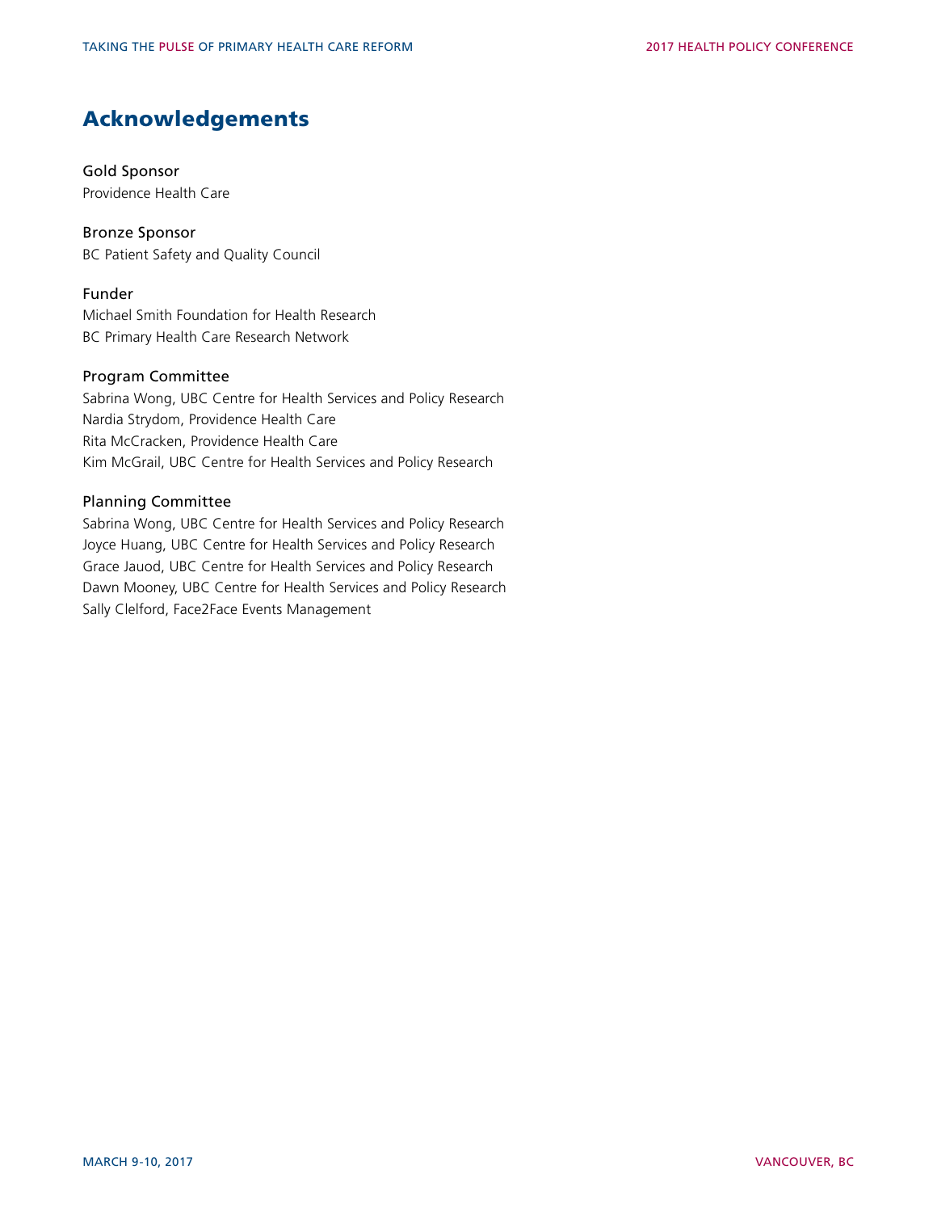# Acknowledgements

**Gold Sponsor**
Providence Health Care

**Bronze Sponsor**
BC Patient Safety and Quality Council

**Funder**
Michael Smith Foundation for Health Research
BC Primary Health Care Research Network

**Program Committee**
Sabrina Wong, UBC Centre for Health Services and Policy Research
Nardia Strydom, Providence Health Care
Rita McCracken, Providence Health Care
Kim McGrail, UBC Centre for Health Services and Policy Research

**Planning Committee**
Sabrina Wong, UBC Centre for Health Services and Policy Research
Joyce Huang, UBC Centre for Health Services and Policy Research
Grace Jauod, UBC Centre for Health Services and Policy Research
Dawn Mooney, UBC Centre for Health Services and Policy Research
Sally Clelford, Face2Face Events Management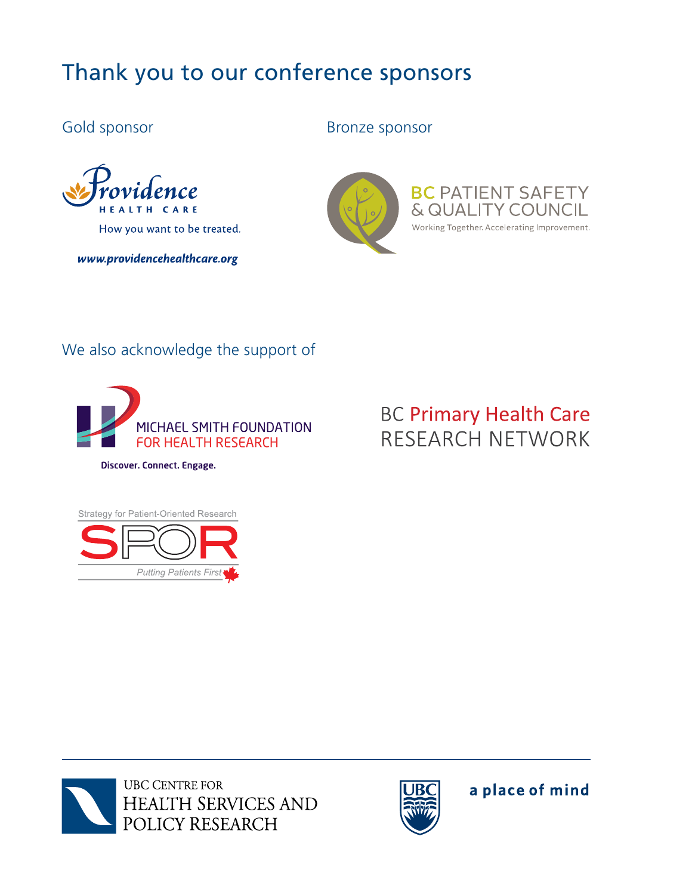# Thank you to our conference sponsors

## Gold sponsor

Providence HEALTH CARE

How you want to be treated.

www.providencehealthcare.org

## Bronze sponsor

BC PATIENT SAFETY & QUALITY COUNCIL

Working Together. Accelerating Improvement.

## We also acknowledge the support of

MICHAEL SMITH FOUNDATION FOR HEALTH RESEARCH

Discover. Connect. Engage.

BC Primary Health Care RESEARCH NETWORK

Strategy for Patient-Oriented Research

SPOR

Putting Patients First

UBC CENTRE FOR HEALTH SERVICES AND POLICY RESEARCH

UBC

a place of mind